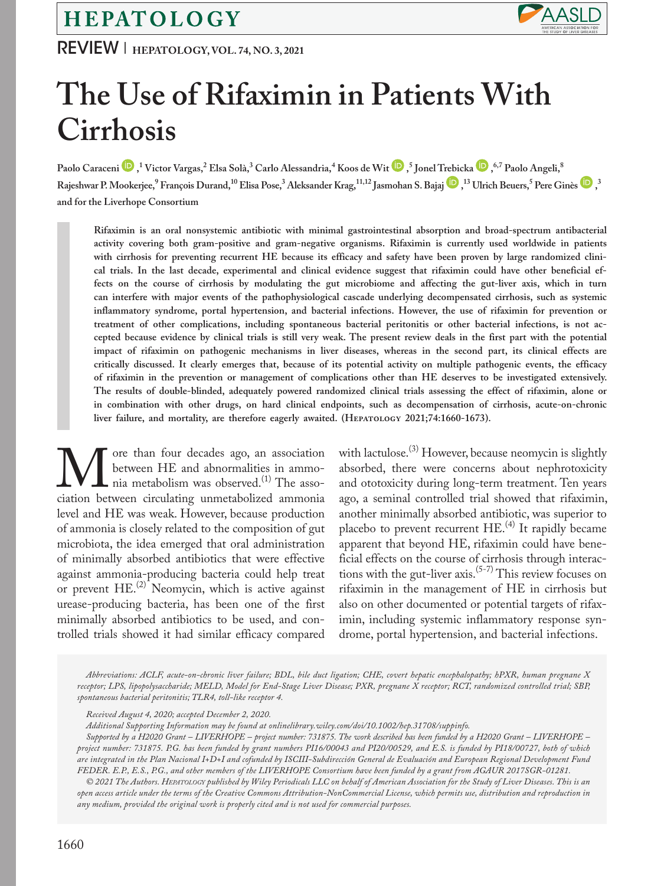REVIEW | HEPATOLOGY, VOL. 74, NO. 3, 2021

# The Use of Rifaximin in Patients With Cirrhosis

Paolo Caraceni,[1] Victor Vargas,[2] Elsa Solà,[3] Carlo Alessandria,[4] Koos de Wit,[5] Jonel Trebicka,[6,7] Paolo Angeli,[8] Rajeshwar P. Mookerjee,[9] François Durand,[10] Elisa Pose,[3] Aleksander Krag,[11,12] Jasmohan S. Bajaj,[13] Ulrich Beuers,[5] Pere Ginès,[3] and for the Liverhope Consortium

**Rifaximin is an oral nonsystemic antibiotic with minimal gastrointestinal absorption and broad-spectrum antibacterial activity covering both gram-positive and gram-negative organisms. Rifaximin is currently used worldwide in patients with cirrhosis for preventing recurrent HE because its efficacy and safety have been proven by large randomized clinical trials. In the last decade, experimental and clinical evidence suggest that rifaximin could have other beneficial effects on the course of cirrhosis by modulating the gut microbiome and affecting the gut-liver axis, which in turn can interfere with major events of the pathophysiological cascade underlying decompensated cirrhosis, such as systemic inflammatory syndrome, portal hypertension, and bacterial infections. However, the use of rifaximin for prevention or treatment of other complications, including spontaneous bacterial peritonitis or other bacterial infections, is not accepted because evidence by clinical trials is still very weak. The present review deals in the first part with the potential impact of rifaximin on pathogenic mechanisms in liver diseases, whereas in the second part, its clinical effects are critically discussed. It clearly emerges that, because of its potential activity on multiple pathogenic events, the efficacy of rifaximin in the prevention or management of complications other than HE deserves to be investigated extensively. The results of double-blinded, adequately powered randomized clinical trials assessing the effect of rifaximin, alone or in combination with other drugs, on hard clinical endpoints, such as decompensation of cirrhosis, acute-on-chronic liver failure, and mortality, are therefore eagerly awaited. (Hepatology 2021;74:1660-1673).**

More than four decades ago, an association between HE and abnormalities in ammonia metabolism was observed.[1] The association between circulating unmetabolized ammonia level and HE was weak. However, because production of ammonia is closely related to the composition of gut microbiota, the idea emerged that oral administration of minimally absorbed antibiotics that were effective against ammonia-producing bacteria could help treat or prevent HE.[2] Neomycin, which is active against urease-producing bacteria, has been one of the first minimally absorbed antibiotics to be used, and controlled trials showed it had similar efficacy compared with lactulose.[3] However, because neomycin is slightly absorbed, there were concerns about nephrotoxicity and ototoxicity during long-term treatment. Ten years ago, a seminal controlled trial showed that rifaximin, another minimally absorbed antibiotic, was superior to placebo to prevent recurrent HE.[4] It rapidly became apparent that beyond HE, rifaximin could have beneficial effects on the course of cirrhosis through interactions with the gut-liver axis.[5-7] This review focuses on rifaximin in the management of HE in cirrhosis but also on other documented or potential targets of rifaximin, including systemic inflammatory response syndrome, portal hypertension, and bacterial infections.

*Abbreviations: ACLF, acute-on-chronic liver failure; BDL, bile duct ligation; CHE, covert hepatic encephalopathy; hPXR, human pregnane X receptor; LPS, lipopolysaccharide; MELD, Model for End-Stage Liver Disease; PXR, pregnane X receptor; RCT, randomized controlled trial; SBP, spontaneous bacterial peritonitis; TLR4, toll-like receptor 4.*

*Received August 4, 2020; accepted December 2, 2020.*

*Additional Supporting Information may be found at onlinelibrary.wiley.com/doi/10.1002/hep.31708/suppinfo.*

*Supported by a H2020 Grant – LIVERHOPE – project number: 731875. The work described has been funded by a H2020 Grant – LIVERHOPE – project number: 731875. P.G. has been funded by grant numbers PI16/00043 and PI20/00529, and E.S. is funded by PI18/00727, both of which are integrated in the Plan Nacional I+D+I and cofunded by ISCIII-Subdirección General de Evaluación and European Regional Development Fund FEDER. E.P., E.S., P.G., and other members of the LIVERHOPE Consortium have been funded by a grant from AGAUR 2017SGR-01281.*

*© 2021 The Authors. Hepatology published by Wiley Periodicals LLC on behalf of American Association for the Study of Liver Diseases. This is an open access article under the terms of the Creative Commons Attribution-NonCommercial License, which permits use, distribution and reproduction in any medium, provided the original work is properly cited and is not used for commercial purposes.*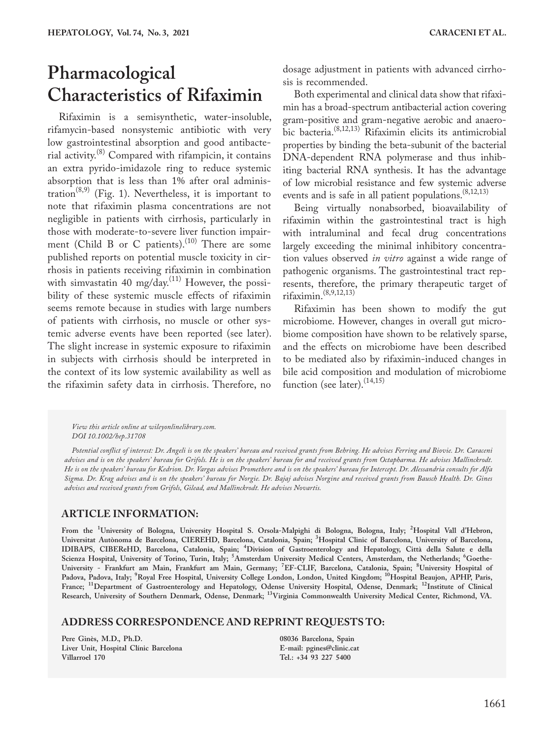# Pharmacological Characteristics of Rifaximin

Rifaximin is a semisynthetic, water-insoluble, rifamycin-based nonsystemic antibiotic with very low gastrointestinal absorption and good antibacterial activity.[8] Compared with rifampicin, it contains an extra pyrido-imidazole ring to reduce systemic absorption that is less than 1% after oral administration[8,9] (Fig. 1). Nevertheless, it is important to note that rifaximin plasma concentrations are not negligible in patients with cirrhosis, particularly in those with moderate-to-severe liver function impairment (Child B or C patients).[10] There are some published reports on potential muscle toxicity in cirrhosis in patients receiving rifaximin in combination with simvastatin 40 mg/day.[11] However, the possibility of these systemic muscle effects of rifaximin seems remote because in studies with large numbers of patients with cirrhosis, no muscle or other systemic adverse events have been reported (see later). The slight increase in systemic exposure to rifaximin in subjects with cirrhosis should be interpreted in the context of its low systemic availability as well as the rifaximin safety data in cirrhosis. Therefore, no dosage adjustment in patients with advanced cirrhosis is recommended.

Both experimental and clinical data show that rifaximin has a broad-spectrum antibacterial action covering gram-positive and gram-negative aerobic and anaerobic bacteria.[8,12,13] Rifaximin elicits its antimicrobial properties by binding the beta-subunit of the bacterial DNA-dependent RNA polymerase and thus inhibiting bacterial RNA synthesis. It has the advantage of low microbial resistance and few systemic adverse events and is safe in all patient populations.[8,12,13]

Being virtually nonabsorbed, bioavailability of rifaximin within the gastrointestinal tract is high with intraluminal and fecal drug concentrations largely exceeding the minimal inhibitory concentration values observed *in vitro* against a wide range of pathogenic organisms. The gastrointestinal tract represents, therefore, the primary therapeutic target of rifaximin.[8,9,12,13]

Rifaximin has been shown to modify the gut microbiome. However, changes in overall gut microbiome composition have shown to be relatively sparse, and the effects on microbiome have been described to be mediated also by rifaximin-induced changes in bile acid composition and modulation of microbiome function (see later).[14,15]

*View this article online at wileyonlinelibrary.com.*
*DOI 10.1002/hep.31708*

*Potential conflict of interest: Dr. Angeli is on the speakers' bureau and received grants from Behring. He advises Ferring and Biovie. Dr. Caraceni advises and is on the speakers' bureau for Grifols. He is on the speakers' bureau for and received grants from Octapharma. He advises Mallinckrodt. He is on the speakers' bureau for Kedrion. Dr. Vargas advises Promethere and is on the speakers' bureau for Intercept. Dr. Alessandria consults for Alfa Sigma. Dr. Krag advises and is on the speakers' bureau for Norgie. Dr. Bajaj advises Norgine and received grants from Bausch Health. Dr. Gines advises and received grants from Grifols, Gilead, and Mallinckrodt. He advises Novartis.*

## ARTICLE INFORMATION:

**From the [1]University of Bologna, University Hospital S. Orsola-Malpighi di Bologna, Bologna, Italy; [2]Hospital Vall d'Hebron, Universitat Autònoma de Barcelona, CIEREHD, Barcelona, Catalonia, Spain; [3]Hospital Clinic of Barcelona, University of Barcelona, IDIBAPS, CIBEReHD, Barcelona, Catalonia, Spain; [4]Division of Gastroenterology and Hepatology, Città della Salute e della Scienza Hospital, University of Torino, Turin, Italy; [5]Amsterdam University Medical Centers, Amsterdam, the Netherlands; [6]Goethe-University - Frankfurt am Main, Frankfurt am Main, Germany; [7]EF-CLIF, Barcelona, Catalonia, Spain; [8]University Hospital of Padova, Padova, Italy; [9]Royal Free Hospital, University College London, London, United Kingdom; [10]Hospital Beaujon, APHP, Paris, France; [11]Department of Gastroenterology and Hepatology, Odense University Hospital, Odense, Denmark; [12]Institute of Clinical Research, University of Southern Denmark, Odense, Denmark; [13]Virginia Commonwealth University Medical Center, Richmond, VA.**

## ADDRESS CORRESPONDENCE AND REPRINT REQUESTS TO:

**Pere Ginès, M.D., Ph.D.**
**Liver Unit, Hospital Clínic Barcelona**
**Villarroel 170**
**08036 Barcelona, Spain**
**E-mail: pgines@clinic.cat**
**Tel.: +34 93 227 5400**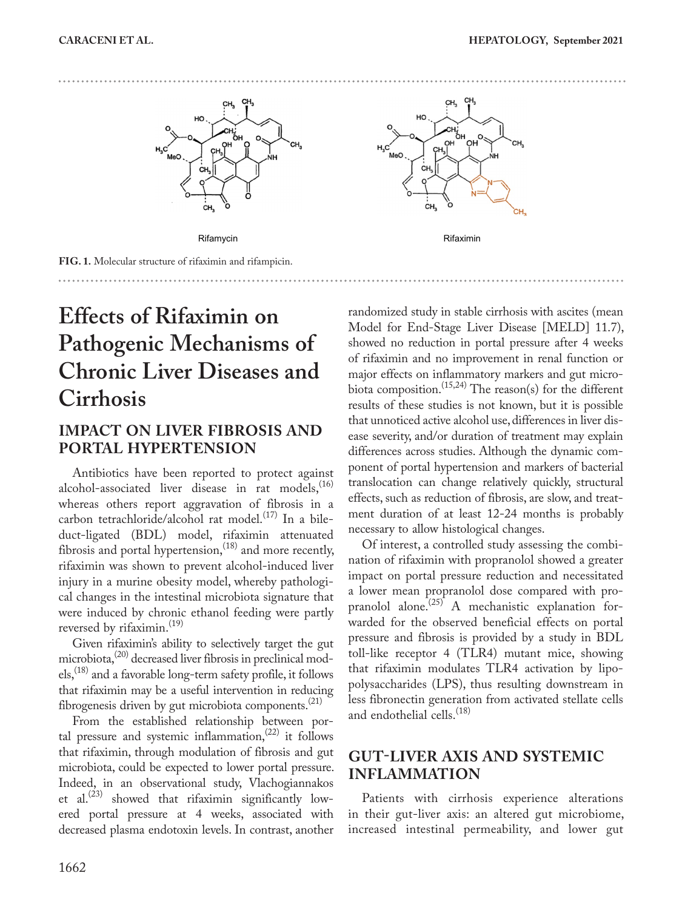Rifamycin

Rifaximin

**FIG. 1.** Molecular structure of rifaximin and rifampicin.

# Effects of Rifaximin on Pathogenic Mechanisms of Chronic Liver Diseases and Cirrhosis

## IMPACT ON LIVER FIBROSIS AND PORTAL HYPERTENSION

Antibiotics have been reported to protect against alcohol-associated liver disease in rat models,[16] whereas others report aggravation of fibrosis in a carbon tetrachloride/alcohol rat model.[17] In a bile-duct-ligated (BDL) model, rifaximin attenuated fibrosis and portal hypertension,[18] and more recently, rifaximin was shown to prevent alcohol-induced liver injury in a murine obesity model, whereby pathological changes in the intestinal microbiota signature that were induced by chronic ethanol feeding were partly reversed by rifaximin.[19]

Given rifaximin's ability to selectively target the gut microbiota,[20] decreased liver fibrosis in preclinical models,[18] and a favorable long-term safety profile, it follows that rifaximin may be a useful intervention in reducing fibrogenesis driven by gut microbiota components.[21]

From the established relationship between portal pressure and systemic inflammation,[22] it follows that rifaximin, through modulation of fibrosis and gut microbiota, could be expected to lower portal pressure. Indeed, in an observational study, Vlachogiannakos et al.[23] showed that rifaximin significantly lowered portal pressure at 4 weeks, associated with decreased plasma endotoxin levels. In contrast, another randomized study in stable cirrhosis with ascites (mean Model for End-Stage Liver Disease [MELD] 11.7), showed no reduction in portal pressure after 4 weeks of rifaximin and no improvement in renal function or major effects on inflammatory markers and gut microbiota composition.[15,24] The reason(s) for the different results of these studies is not known, but it is possible that unnoticed active alcohol use, differences in liver disease severity, and/or duration of treatment may explain differences across studies. Although the dynamic component of portal hypertension and markers of bacterial translocation can change relatively quickly, structural effects, such as reduction of fibrosis, are slow, and treatment duration of at least 12-24 months is probably necessary to allow histological changes.

Of interest, a controlled study assessing the combination of rifaximin with propranolol showed a greater impact on portal pressure reduction and necessitated a lower mean propranolol dose compared with propranolol alone.[25] A mechanistic explanation forwarded for the observed beneficial effects on portal pressure and fibrosis is provided by a study in BDL toll-like receptor 4 (TLR4) mutant mice, showing that rifaximin modulates TLR4 activation by lipopolysaccharides (LPS), thus resulting downstream in less fibronectin generation from activated stellate cells and endothelial cells.[18]

## GUT-LIVER AXIS AND SYSTEMIC INFLAMMATION

Patients with cirrhosis experience alterations in their gut-liver axis: an altered gut microbiome, increased intestinal permeability, and lower gut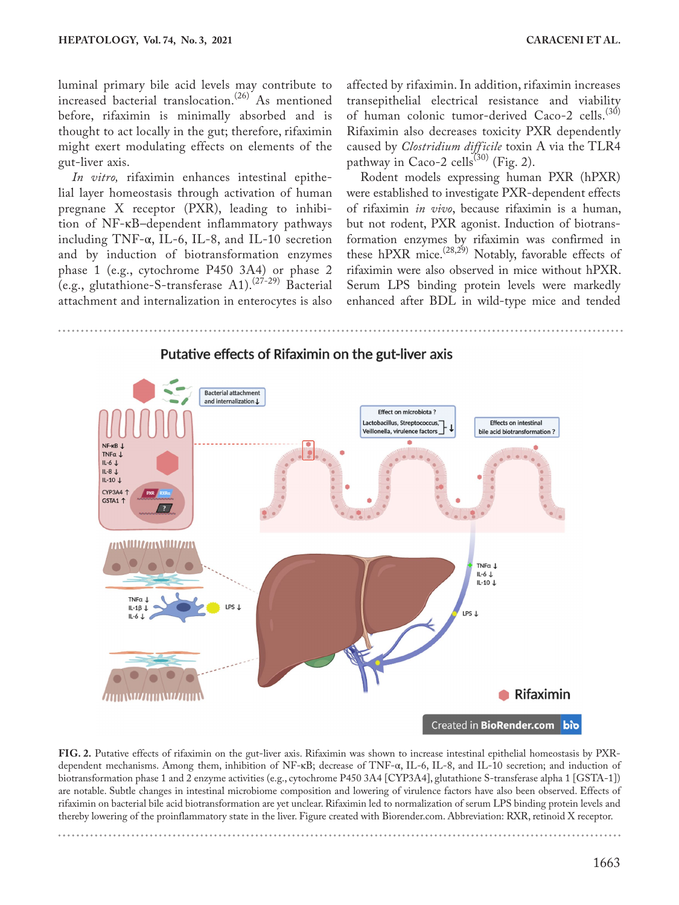luminal primary bile acid levels may contribute to increased bacterial translocation.[26] As mentioned before, rifaximin is minimally absorbed and is thought to act locally in the gut; therefore, rifaximin might exert modulating effects on elements of the gut-liver axis.

*In vitro,* rifaximin enhances intestinal epithelial layer homeostasis through activation of human pregnane X receptor (PXR), leading to inhibition of NF-κB–dependent inflammatory pathways including TNF-α, IL-6, IL-8, and IL-10 secretion and by induction of biotransformation enzymes phase 1 (e.g., cytochrome P450 3A4) or phase 2 (e.g., glutathione-S-transferase A1).[27-29] Bacterial attachment and internalization in enterocytes is also affected by rifaximin. In addition, rifaximin increases transepithelial electrical resistance and viability of human colonic tumor-derived Caco-2 cells.[30] Rifaximin also decreases toxicity PXR dependently caused by *Clostridium difficile* toxin A via the TLR4 pathway in Caco-2 cells[30] (Fig. 2).

Rodent models expressing human PXR (hPXR) were established to investigate PXR-dependent effects of rifaximin *in vivo*, because rifaximin is a human, but not rodent, PXR agonist. Induction of biotransformation enzymes by rifaximin was confirmed in these hPXR mice.[28,29] Notably, favorable effects of rifaximin were also observed in mice without hPXR. Serum LPS binding protein levels were markedly enhanced after BDL in wild-type mice and tended

**FIG. 2.** Putative effects of rifaximin on the gut-liver axis. Rifaximin was shown to increase intestinal epithelial homeostasis by PXR-dependent mechanisms. Among them, inhibition of NF-κB; decrease of TNF-α, IL-6, IL-8, and IL-10 secretion; and induction of biotransformation phase 1 and 2 enzyme activities (e.g., cytochrome P450 3A4 [CYP3A4], glutathione S-transferase alpha 1 [GSTA-1]) are notable. Subtle changes in intestinal microbiome composition and lowering of virulence factors have also been observed. Effects of rifaximin on bacterial bile acid biotransformation are yet unclear. Rifaximin led to normalization of serum LPS binding protein levels and thereby lowering of the proinflammatory state in the liver. Figure created with Biorender.com. Abbreviation: RXR, retinoid X receptor.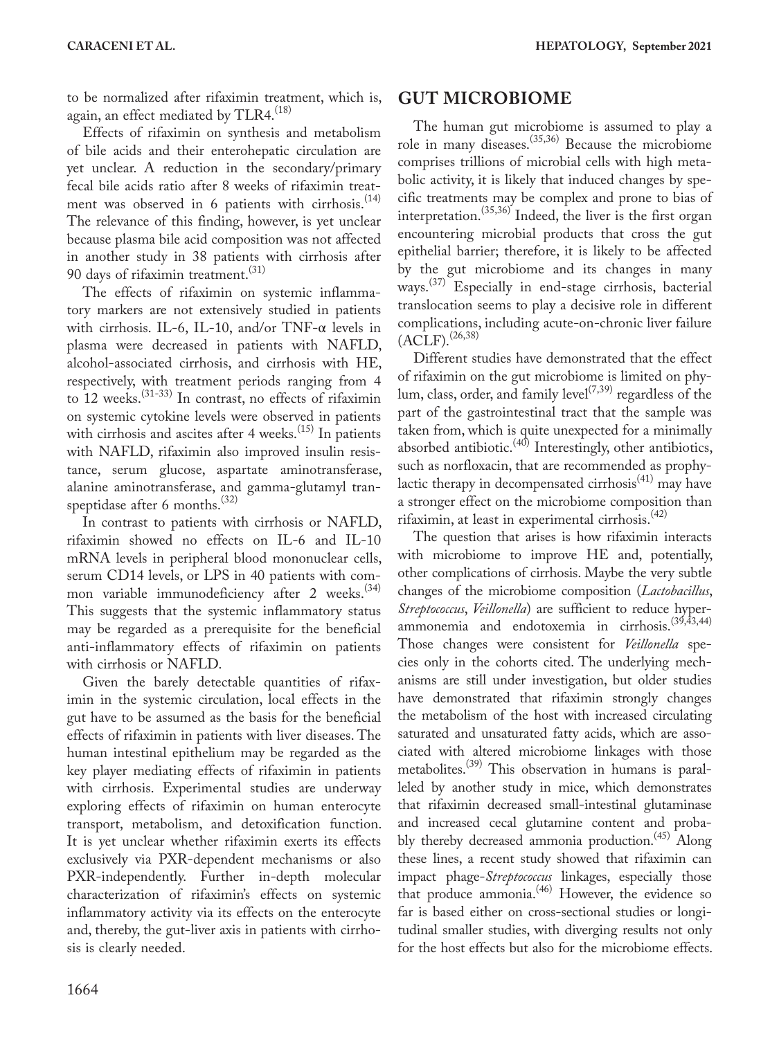to be normalized after rifaximin treatment, which is, again, an effect mediated by TLR4.[18]

Effects of rifaximin on synthesis and metabolism of bile acids and their enterohepatic circulation are yet unclear. A reduction in the secondary/primary fecal bile acids ratio after 8 weeks of rifaximin treatment was observed in 6 patients with cirrhosis.[14] The relevance of this finding, however, is yet unclear because plasma bile acid composition was not affected in another study in 38 patients with cirrhosis after 90 days of rifaximin treatment.[31]

The effects of rifaximin on systemic inflammatory markers are not extensively studied in patients with cirrhosis. IL-6, IL-10, and/or TNF-α levels in plasma were decreased in patients with NAFLD, alcohol-associated cirrhosis, and cirrhosis with HE, respectively, with treatment periods ranging from 4 to 12 weeks.[31-33] In contrast, no effects of rifaximin on systemic cytokine levels were observed in patients with cirrhosis and ascites after 4 weeks.[15] In patients with NAFLD, rifaximin also improved insulin resistance, serum glucose, aspartate aminotransferase, alanine aminotransferase, and gamma-glutamyl transpeptidase after 6 months.[32]

In contrast to patients with cirrhosis or NAFLD, rifaximin showed no effects on IL-6 and IL-10 mRNA levels in peripheral blood mononuclear cells, serum CD14 levels, or LPS in 40 patients with common variable immunodeficiency after 2 weeks.[34] This suggests that the systemic inflammatory status may be regarded as a prerequisite for the beneficial anti-inflammatory effects of rifaximin on patients with cirrhosis or NAFLD.

Given the barely detectable quantities of rifaximin in the systemic circulation, local effects in the gut have to be assumed as the basis for the beneficial effects of rifaximin in patients with liver diseases. The human intestinal epithelium may be regarded as the key player mediating effects of rifaximin in patients with cirrhosis. Experimental studies are underway exploring effects of rifaximin on human enterocyte transport, metabolism, and detoxification function. It is yet unclear whether rifaximin exerts its effects exclusively via PXR-dependent mechanisms or also PXR-independently. Further in-depth molecular characterization of rifaximin's effects on systemic inflammatory activity via its effects on the enterocyte and, thereby, the gut-liver axis in patients with cirrhosis is clearly needed.

## GUT MICROBIOME

The human gut microbiome is assumed to play a role in many diseases.[35,36] Because the microbiome comprises trillions of microbial cells with high metabolic activity, it is likely that induced changes by specific treatments may be complex and prone to bias of interpretation.[35,36] Indeed, the liver is the first organ encountering microbial products that cross the gut epithelial barrier; therefore, it is likely to be affected by the gut microbiome and its changes in many ways.[37] Especially in end-stage cirrhosis, bacterial translocation seems to play a decisive role in different complications, including acute-on-chronic liver failure (ACLF).[26,38]

Different studies have demonstrated that the effect of rifaximin on the gut microbiome is limited on phylum, class, order, and family level[7,39] regardless of the part of the gastrointestinal tract that the sample was taken from, which is quite unexpected for a minimally absorbed antibiotic.[40] Interestingly, other antibiotics, such as norfloxacin, that are recommended as prophylactic therapy in decompensated cirrhosis[41] may have a stronger effect on the microbiome composition than rifaximin, at least in experimental cirrhosis.[42]

The question that arises is how rifaximin interacts with microbiome to improve HE and, potentially, other complications of cirrhosis. Maybe the very subtle changes of the microbiome composition (*Lactobacillus*, *Streptococcus*, *Veillonella*) are sufficient to reduce hyperammonemia and endotoxemia in cirrhosis.[39,43,44] Those changes were consistent for *Veillonella* species only in the cohorts cited. The underlying mechanisms are still under investigation, but older studies have demonstrated that rifaximin strongly changes the metabolism of the host with increased circulating saturated and unsaturated fatty acids, which are associated with altered microbiome linkages with those metabolites.[39] This observation in humans is paralleled by another study in mice, which demonstrates that rifaximin decreased small-intestinal glutaminase and increased cecal glutamine content and probably thereby decreased ammonia production.[45] Along these lines, a recent study showed that rifaximin can impact phage-*Streptococcus* linkages, especially those that produce ammonia.[46] However, the evidence so far is based either on cross-sectional studies or longitudinal smaller studies, with diverging results not only for the host effects but also for the microbiome effects.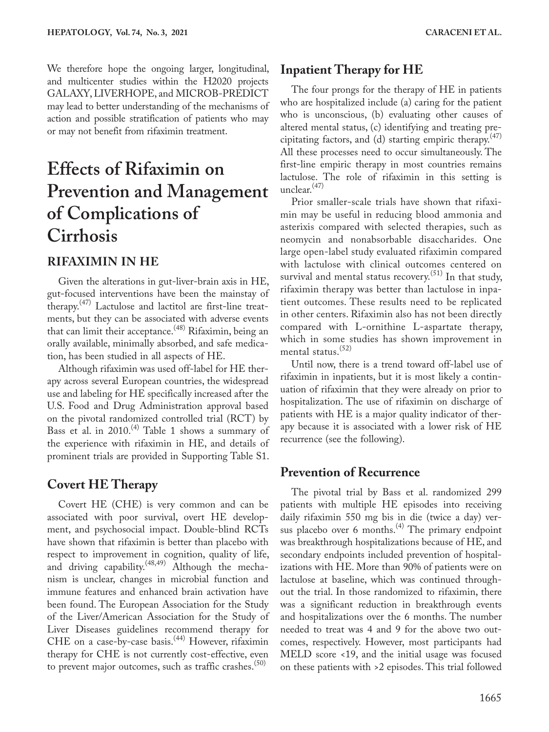We therefore hope the ongoing larger, longitudinal, and multicenter studies within the H2020 projects GALAXY, LIVERHOPE, and MICROB-PREDICT may lead to better understanding of the mechanisms of action and possible stratification of patients who may or may not benefit from rifaximin treatment.

# Effects of Rifaximin on Prevention and Management of Complications of Cirrhosis

## RIFAXIMIN IN HE

Given the alterations in gut-liver-brain axis in HE, gut-focused interventions have been the mainstay of therapy.[47] Lactulose and lactitol are first-line treatments, but they can be associated with adverse events that can limit their acceptance.[48] Rifaximin, being an orally available, minimally absorbed, and safe medication, has been studied in all aspects of HE.

Although rifaximin was used off-label for HE therapy across several European countries, the widespread use and labeling for HE specifically increased after the U.S. Food and Drug Administration approval based on the pivotal randomized controlled trial (RCT) by Bass et al. in 2010.[4] Table 1 shows a summary of the experience with rifaximin in HE, and details of prominent trials are provided in Supporting Table S1.

### Covert HE Therapy

Covert HE (CHE) is very common and can be associated with poor survival, overt HE development, and psychosocial impact. Double-blind RCTs have shown that rifaximin is better than placebo with respect to improvement in cognition, quality of life, and driving capability.[48,49] Although the mechanism is unclear, changes in microbial function and immune features and enhanced brain activation have been found. The European Association for the Study of the Liver/American Association for the Study of Liver Diseases guidelines recommend therapy for CHE on a case-by-case basis.[44] However, rifaximin therapy for CHE is not currently cost-effective, even to prevent major outcomes, such as traffic crashes.[50]

### Inpatient Therapy for HE

The four prongs for the therapy of HE in patients who are hospitalized include (a) caring for the patient who is unconscious, (b) evaluating other causes of altered mental status, (c) identifying and treating precipitating factors, and (d) starting empiric therapy.[47] All these processes need to occur simultaneously. The first-line empiric therapy in most countries remains lactulose. The role of rifaximin in this setting is unclear.[47]

Prior smaller-scale trials have shown that rifaximin may be useful in reducing blood ammonia and asterixis compared with selected therapies, such as neomycin and nonabsorbable disaccharides. One large open-label study evaluated rifaximin compared with lactulose with clinical outcomes centered on survival and mental status recovery.[51] In that study, rifaximin therapy was better than lactulose in inpatient outcomes. These results need to be replicated in other centers. Rifaximin also has not been directly compared with L-ornithine L-aspartate therapy, which in some studies has shown improvement in mental status.[52]

Until now, there is a trend toward off-label use of rifaximin in inpatients, but it is most likely a continuation of rifaximin that they were already on prior to hospitalization. The use of rifaximin on discharge of patients with HE is a major quality indicator of therapy because it is associated with a lower risk of HE recurrence (see the following).

### Prevention of Recurrence

The pivotal trial by Bass et al. randomized 299 patients with multiple HE episodes into receiving daily rifaximin 550 mg bis in die (twice a day) versus placebo over 6 months.[4] The primary endpoint was breakthrough hospitalizations because of HE, and secondary endpoints included prevention of hospitalizations with HE. More than 90% of patients were on lactulose at baseline, which was continued throughout the trial. In those randomized to rifaximin, there was a significant reduction in breakthrough events and hospitalizations over the 6 months. The number needed to treat was 4 and 9 for the above two outcomes, respectively. However, most participants had MELD score <19, and the initial usage was focused on these patients with >2 episodes. This trial followed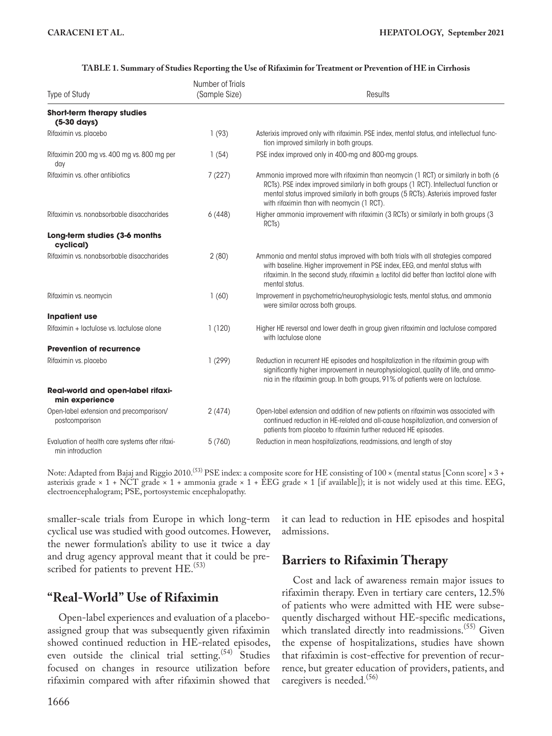**TABLE 1. Summary of Studies Reporting the Use of Rifaximin for Treatment or Prevention of HE in Cirrhosis**

| Type of Study | Number of Trials (Sample Size) | Results |
|---|---|---|
| **Short-term therapy studies (5-30 days)** | | |
| Rifaximin vs. placebo | 1 (93) | Asterixis improved only with rifaximin. PSE index, mental status, and intellectual function improved similarly in both groups. |
| Rifaximin 200 mg vs. 400 mg vs. 800 mg per day | 1 (54) | PSE index improved only in 400-mg and 800-mg groups. |
| Rifaximin vs. other antibiotics | 7 (227) | Ammonia improved more with rifaximin than neomycin (1 RCT) or similarly in both (6 RCTs). PSE index improved similarly in both groups (1 RCT). Intellectual function or mental status improved similarly in both groups (5 RCTs). Asterixis improved faster with rifaximin than with neomycin (1 RCT). |
| Rifaximin vs. nonabsorbable disaccharides | 6 (448) | Higher ammonia improvement with rifaximin (3 RCTs) or similarly in both groups (3 RCTs) |
| **Long-term studies (3-6 months cyclical)** | | |
| Rifaximin vs. nonabsorbable disaccharides | 2 (80) | Ammonia and mental status improved with both trials with all strategies compared with baseline. Higher improvement in PSE index, EEG, and mental status with rifaximin. In the second study, rifaximin ± lactitol did better than lactitol alone with mental status. |
| Rifaximin vs. neomycin | 1 (60) | Improvement in psychometric/neurophysiologic tests, mental status, and ammonia were similar across both groups. |
| **Inpatient use** | | |
| Rifaximin + lactulose vs. lactulose alone | 1 (120) | Higher HE reversal and lower death in group given rifaximin and lactulose compared with lactulose alone |
| **Prevention of recurrence** | | |
| Rifaximin vs. placebo | 1 (299) | Reduction in recurrent HE episodes and hospitalization in the rifaximin group with significantly higher improvement in neurophysiological, quality of life, and ammonia in the rifaximin group. In both groups, 91% of patients were on lactulose. |
| **Real-world and open-label rifaximin experience** | | |
| Open-label extension and precomparison/postcomparison | 2 (474) | Open-label extension and addition of new patients on rifaximin was associated with continued reduction in HE-related and all-cause hospitalization, and conversion of patients from placebo to rifaximin further reduced HE episodes. |
| Evaluation of health care systems after rifaximin introduction | 5 (760) | Reduction in mean hospitalizations, readmissions, and length of stay |

Note: Adapted from Bajaj and Riggio 2010.[53] PSE index: a composite score for HE consisting of 100 × (mental status [Conn score] × 3 + asterixis grade × 1 + NCT grade × 1 + ammonia grade × 1 + EEG grade × 1 [if available]); it is not widely used at this time. EEG, electroencephalogram; PSE, portosystemic encephalopathy.

smaller-scale trials from Europe in which long-term cyclical use was studied with good outcomes. However, the newer formulation's ability to use it twice a day and drug agency approval meant that it could be prescribed for patients to prevent HE.[53]

## "Real-World" Use of Rifaximin

Open-label experiences and evaluation of a placebo-assigned group that was subsequently given rifaximin showed continued reduction in HE-related episodes, even outside the clinical trial setting.[54] Studies focused on changes in resource utilization before rifaximin compared with after rifaximin showed that it can lead to reduction in HE episodes and hospital admissions.

## Barriers to Rifaximin Therapy

Cost and lack of awareness remain major issues to rifaximin therapy. Even in tertiary care centers, 12.5% of patients who were admitted with HE were subsequently discharged without HE-specific medications, which translated directly into readmissions.[55] Given the expense of hospitalizations, studies have shown that rifaximin is cost-effective for prevention of recurrence, but greater education of providers, patients, and caregivers is needed.[56]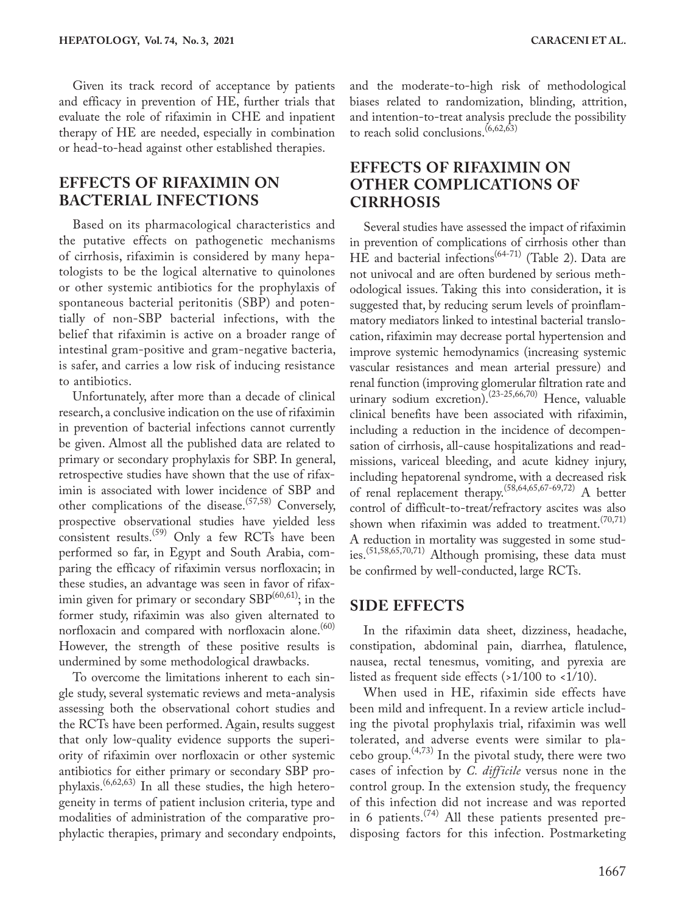Given its track record of acceptance by patients and efficacy in prevention of HE, further trials that evaluate the role of rifaximin in CHE and inpatient therapy of HE are needed, especially in combination or head-to-head against other established therapies.

## EFFECTS OF RIFAXIMIN ON BACTERIAL INFECTIONS

Based on its pharmacological characteristics and the putative effects on pathogenetic mechanisms of cirrhosis, rifaximin is considered by many hepatologists to be the logical alternative to quinolones or other systemic antibiotics for the prophylaxis of spontaneous bacterial peritonitis (SBP) and potentially of non-SBP bacterial infections, with the belief that rifaximin is active on a broader range of intestinal gram-positive and gram-negative bacteria, is safer, and carries a low risk of inducing resistance to antibiotics.

Unfortunately, after more than a decade of clinical research, a conclusive indication on the use of rifaximin in prevention of bacterial infections cannot currently be given. Almost all the published data are related to primary or secondary prophylaxis for SBP. In general, retrospective studies have shown that the use of rifaximin is associated with lower incidence of SBP and other complications of the disease.[57,58] Conversely, prospective observational studies have yielded less consistent results.[59] Only a few RCTs have been performed so far, in Egypt and South Arabia, comparing the efficacy of rifaximin versus norfloxacin; in these studies, an advantage was seen in favor of rifaximin given for primary or secondary SBP[60,61]; in the former study, rifaximin was also given alternated to norfloxacin and compared with norfloxacin alone.[60] However, the strength of these positive results is undermined by some methodological drawbacks.

To overcome the limitations inherent to each single study, several systematic reviews and meta-analysis assessing both the observational cohort studies and the RCTs have been performed. Again, results suggest that only low-quality evidence supports the superiority of rifaximin over norfloxacin or other systemic antibiotics for either primary or secondary SBP prophylaxis.[6,62,63] In all these studies, the high heterogeneity in terms of patient inclusion criteria, type and modalities of administration of the comparative prophylactic therapies, primary and secondary endpoints, and the moderate-to-high risk of methodological biases related to randomization, blinding, attrition, and intention-to-treat analysis preclude the possibility to reach solid conclusions.[6,62,63]

## EFFECTS OF RIFAXIMIN ON OTHER COMPLICATIONS OF CIRRHOSIS

Several studies have assessed the impact of rifaximin in prevention of complications of cirrhosis other than HE and bacterial infections[64-71] (Table 2). Data are not univocal and are often burdened by serious methodological issues. Taking this into consideration, it is suggested that, by reducing serum levels of proinflammatory mediators linked to intestinal bacterial translocation, rifaximin may decrease portal hypertension and improve systemic hemodynamics (increasing systemic vascular resistances and mean arterial pressure) and renal function (improving glomerular filtration rate and urinary sodium excretion).[23-25,66,70] Hence, valuable clinical benefits have been associated with rifaximin, including a reduction in the incidence of decompensation of cirrhosis, all-cause hospitalizations and readmissions, variceal bleeding, and acute kidney injury, including hepatorenal syndrome, with a decreased risk of renal replacement therapy.[58,64,65,67-69,72] A better control of difficult-to-treat/refractory ascites was also shown when rifaximin was added to treatment.[70,71] A reduction in mortality was suggested in some studies.[51,58,65,70,71] Although promising, these data must be confirmed by well-conducted, large RCTs.

## SIDE EFFECTS

In the rifaximin data sheet, dizziness, headache, constipation, abdominal pain, diarrhea, flatulence, nausea, rectal tenesmus, vomiting, and pyrexia are listed as frequent side effects (>1/100 to <1/10).

When used in HE, rifaximin side effects have been mild and infrequent. In a review article including the pivotal prophylaxis trial, rifaximin was well tolerated, and adverse events were similar to placebo group.[4,73] In the pivotal study, there were two cases of infection by *C. difficile* versus none in the control group. In the extension study, the frequency of this infection did not increase and was reported in 6 patients.[74] All these patients presented predisposing factors for this infection. Postmarketing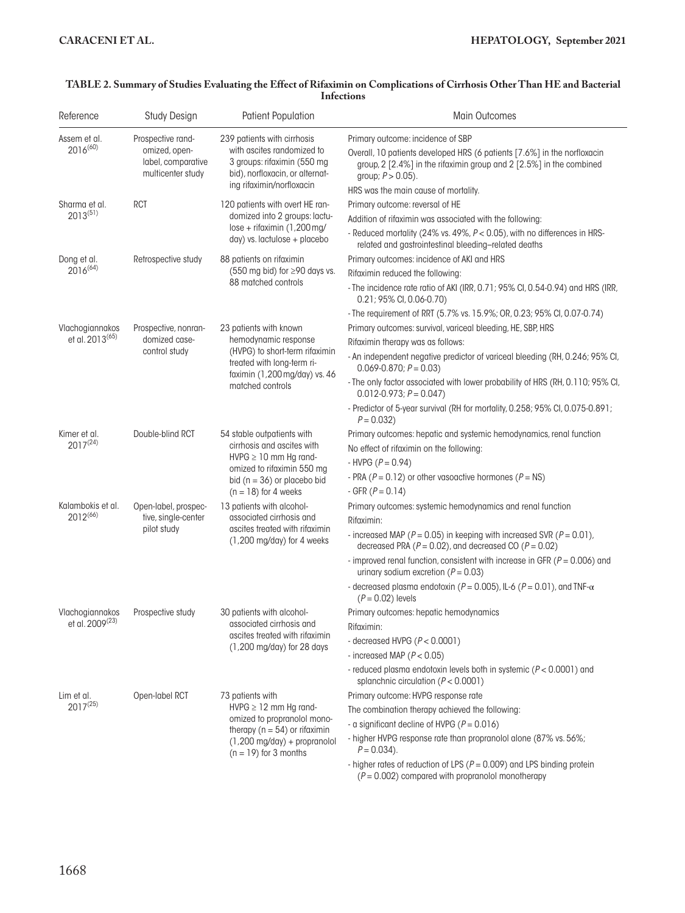**TABLE 2. Summary of Studies Evaluating the Effect of Rifaximin on Complications of Cirrhosis Other Than HE and Bacterial Infections**

| Reference | Study Design | Patient Population | Main Outcomes |
|---|---|---|---|
| Assem et al. 2016[60] | Prospective randomized, open-label, comparative multicenter study | 239 patients with cirrhosis with ascites randomized to 3 groups: rifaximin (550 mg bid), norfloxacin, or alternating rifaximin/norfloxacin | Primary outcome: incidence of SBP<br>Overall, 10 patients developed HRS (6 patients [7.6%] in the norfloxacin group, 2 [2.4%] in the rifaximin group and 2 [2.5%] in the combined group; $P > 0.05$).<br>HRS was the main cause of mortality. |
| Sharma et al. 2013[51] | RCT | 120 patients with overt HE randomized into 2 groups: lactulose + rifaximin (1,200 mg/day) vs. lactulose + placebo | Primary outcome: reversal of HE<br>Addition of rifaximin was associated with the following:<br>- Reduced mortality (24% vs. 49%, $P < 0.05$), with no differences in HRS-related and gastrointestinal bleeding–related deaths |
| Dong et al. 2016[64] | Retrospective study | 88 patients on rifaximin (550 mg bid) for ≥90 days vs. 88 matched controls | Primary outcomes: incidence of AKI and HRS<br>Rifaximin reduced the following:<br>- The incidence rate ratio of AKI (IRR, 0.71; 95% CI, 0.54-0.94) and HRS (IRR, 0.21; 95% CI, 0.06-0.70)<br>- The requirement of RRT (5.7% vs. 15.9%; OR, 0.23; 95% CI, 0.07-0.74) |
| Vlachogiannakos et al. 2013[65] | Prospective, nonrandomized case-control study | 23 patients with known hemodynamic response (HVPG) to short-term rifaximin treated with long-term rifaximin (1,200 mg/day) vs. 46 matched controls | Primary outcomes: survival, variceal bleeding, HE, SBP, HRS<br>Rifaximin therapy was as follows:<br>- An independent negative predictor of variceal bleeding (RH, 0.246; 95% CI, 0.069-0.870; $P = 0.03$)<br>- The only factor associated with lower probability of HRS (RH, 0.110; 95% CI, 0.012-0.973; $P = 0.047$)<br>- Predictor of 5-year survival (RH for mortality, 0.258; 95% CI, 0.075-0.891; $P = 0.032$) |
| Kimer et al. 2017[24] | Double-blind RCT | 54 stable outpatients with cirrhosis and ascites with HVPG ≥ 10 mm Hg randomized to rifaximin 550 mg bid (n = 36) or placebo bid (n = 18) for 4 weeks | Primary outcomes: hepatic and systemic hemodynamics, renal function<br>No effect of rifaximin on the following:<br>- HVPG ($P = 0.94$)<br>- PRA ($P = 0.12$) or other vasoactive hormones ($P$ = NS)<br>- GFR ($P = 0.14$) |
| Kalambokis et al. 2012[66] | Open-label, prospective, single-center pilot study | 13 patients with alcohol-associated cirrhosis and ascites treated with rifaximin (1,200 mg/day) for 4 weeks | Primary outcomes: systemic hemodynamics and renal function<br>Rifaximin:<br>- increased MAP ($P = 0.05$) in keeping with increased SVR ($P = 0.01$), decreased PRA ($P = 0.02$), and decreased CO ($P = 0.02$)<br>- improved renal function, consistent with increase in GFR ($P = 0.006$) and urinary sodium excretion ($P = 0.03$)<br>- decreased plasma endotoxin ($P = 0.005$), IL-6 ($P = 0.01$), and TNF-$\alpha$ ($P = 0.02$) levels |
| Vlachogiannakos et al. 2009[23] | Prospective study | 30 patients with alcohol-associated cirrhosis and ascites treated with rifaximin (1,200 mg/day) for 28 days | Primary outcomes: hepatic hemodynamics<br>Rifaximin:<br>- decreased HVPG ($P < 0.0001$)<br>- increased MAP ($P < 0.05$)<br>- reduced plasma endotoxin levels both in systemic ($P < 0.0001$) and splanchnic circulation ($P < 0.0001$) |
| Lim et al. 2017[25] | Open-label RCT | 73 patients with HVPG ≥ 12 mm Hg randomized to propranolol monotherapy (n = 54) or rifaximin (1,200 mg/day) + propranolol (n = 19) for 3 months | Primary outcome: HVPG response rate<br>The combination therapy achieved the following:<br>- a significant decline of HVPG ($P = 0.016$)<br>- higher HVPG response rate than propranolol alone (87% vs. 56%; $P = 0.034$).<br>- higher rates of reduction of LPS ($P = 0.009$) and LPS binding protein ($P = 0.002$) compared with propranolol monotherapy |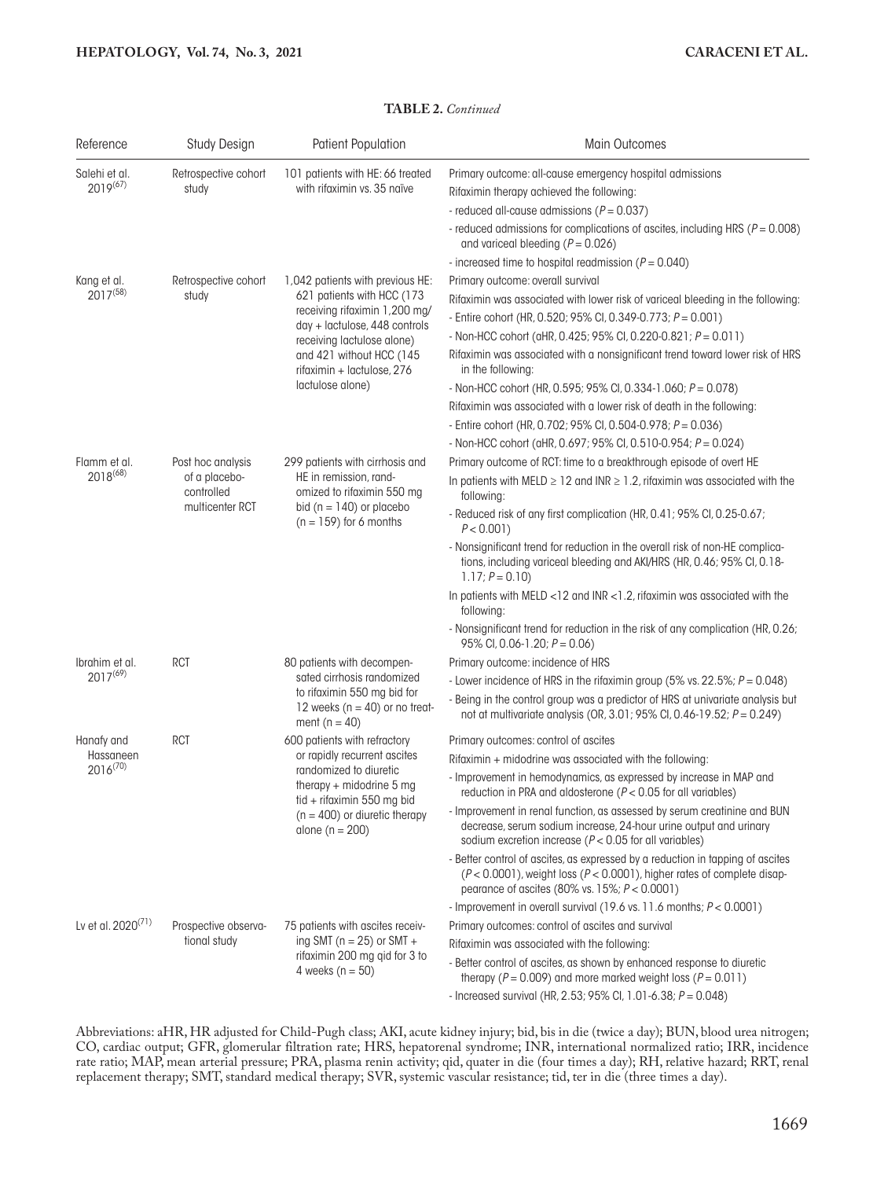**TABLE 2.** *Continued*

| Reference | Study Design | Patient Population | Main Outcomes |
|---|---|---|---|
| Salehi et al. 2019[67] | Retrospective cohort study | 101 patients with HE: 66 treated with rifaximin vs. 35 naïve | Primary outcome: all-cause emergency hospital admissions<br>Rifaximin therapy achieved the following:<br>- reduced all-cause admissions ($P = 0.037$)<br>- reduced admissions for complications of ascites, including HRS ($P = 0.008$) and variceal bleeding ($P = 0.026$)<br>- increased time to hospital readmission ($P = 0.040$) |
| Kang et al. 2017[58] | Retrospective cohort study | 1,042 patients with previous HE: 621 patients with HCC (173 receiving rifaximin 1,200 mg/day + lactulose, 448 controls receiving lactulose alone) and 421 without HCC (145 rifaximin + lactulose, 276 lactulose alone) | Primary outcome: overall survival<br>Rifaximin was associated with lower risk of variceal bleeding in the following:<br>- Entire cohort (HR, 0.520; 95% CI, 0.349-0.773; $P = 0.001$)<br>- Non-HCC cohort (aHR, 0.425; 95% CI, 0.220-0.821; $P = 0.011$)<br>Rifaximin was associated with a nonsignificant trend toward lower risk of HRS in the following:<br>- Non-HCC cohort (HR, 0.595; 95% CI, 0.334-1.060; $P = 0.078$)<br>Rifaximin was associated with a lower risk of death in the following:<br>- Entire cohort (HR, 0.702; 95% CI, 0.504-0.978; $P = 0.036$)<br>- Non-HCC cohort (aHR, 0.697; 95% CI, 0.510-0.954; $P = 0.024$) |
| Flamm et al. 2018[68] | Post hoc analysis of a placebo-controlled multicenter RCT | 299 patients with cirrhosis and HE in remission, randomized to rifaximin 550 mg bid (n = 140) or placebo (n = 159) for 6 months | Primary outcome of RCT: time to a breakthrough episode of overt HE<br>In patients with MELD ≥ 12 and INR ≥ 1.2, rifaximin was associated with the following:<br>- Reduced risk of any first complication (HR, 0.41; 95% CI, 0.25-0.67; $P < 0.001$)<br>- Nonsignificant trend for reduction in the overall risk of non-HE complications, including variceal bleeding and AKI/HRS (HR, 0.46; 95% CI, 0.18-1.17; $P = 0.10$)<br>In patients with MELD <12 and INR <1.2, rifaximin was associated with the following:<br>- Nonsignificant trend for reduction in the risk of any complication (HR, 0.26; 95% CI, 0.06-1.20; $P = 0.06$) |
| Ibrahim et al. 2017[69] | RCT | 80 patients with decompensated cirrhosis randomized to rifaximin 550 mg bid for 12 weeks (n = 40) or no treatment (n = 40) | Primary outcome: incidence of HRS<br>- Lower incidence of HRS in the rifaximin group (5% vs. 22.5%; $P = 0.048$)<br>- Being in the control group was a predictor of HRS at univariate analysis but not at multivariate analysis (OR, 3.01; 95% CI, 0.46-19.52; $P = 0.249$) |
| Hanafy and Hassaneen 2016[70] | RCT | 600 patients with refractory or rapidly recurrent ascites randomized to diuretic therapy + midodrine 5 mg tid + rifaximin 550 mg bid (n = 400) or diuretic therapy alone (n = 200) | Primary outcomes: control of ascites<br>Rifaximin + midodrine was associated with the following:<br>- Improvement in hemodynamics, as expressed by increase in MAP and reduction in PRA and aldosterone ($P < 0.05$ for all variables)<br>- Improvement in renal function, as assessed by serum creatinine and BUN decrease, serum sodium increase, 24-hour urine output and urinary sodium excretion increase ($P < 0.05$ for all variables)<br>- Better control of ascites, as expressed by a reduction in tapping of ascites ($P < 0.0001$), weight loss ($P < 0.0001$), higher rates of complete disappearance of ascites (80% vs. 15%; $P < 0.0001$)<br>- Improvement in overall survival (19.6 vs. 11.6 months; $P < 0.0001$) |
| Lv et al. 2020[71] | Prospective observational study | 75 patients with ascites receiving SMT (n = 25) or SMT + rifaximin 200 mg qid for 3 to 4 weeks (n = 50) | Primary outcomes: control of ascites and survival<br>Rifaximin was associated with the following:<br>- Better control of ascites, as shown by enhanced response to diuretic therapy ($P = 0.009$) and more marked weight loss ($P = 0.011$)<br>- Increased survival (HR, 2.53; 95% CI, 1.01-6.38; $P = 0.048$) |

Abbreviations: aHR, HR adjusted for Child-Pugh class; AKI, acute kidney injury; bid, bis in die (twice a day); BUN, blood urea nitrogen; CO, cardiac output; GFR, glomerular filtration rate; HRS, hepatorenal syndrome; INR, international normalized ratio; IRR, incidence rate ratio; MAP, mean arterial pressure; PRA, plasma renin activity; qid, quater in die (four times a day); RH, relative hazard; RRT, renal replacement therapy; SMT, standard medical therapy; SVR, systemic vascular resistance; tid, ter in die (three times a day).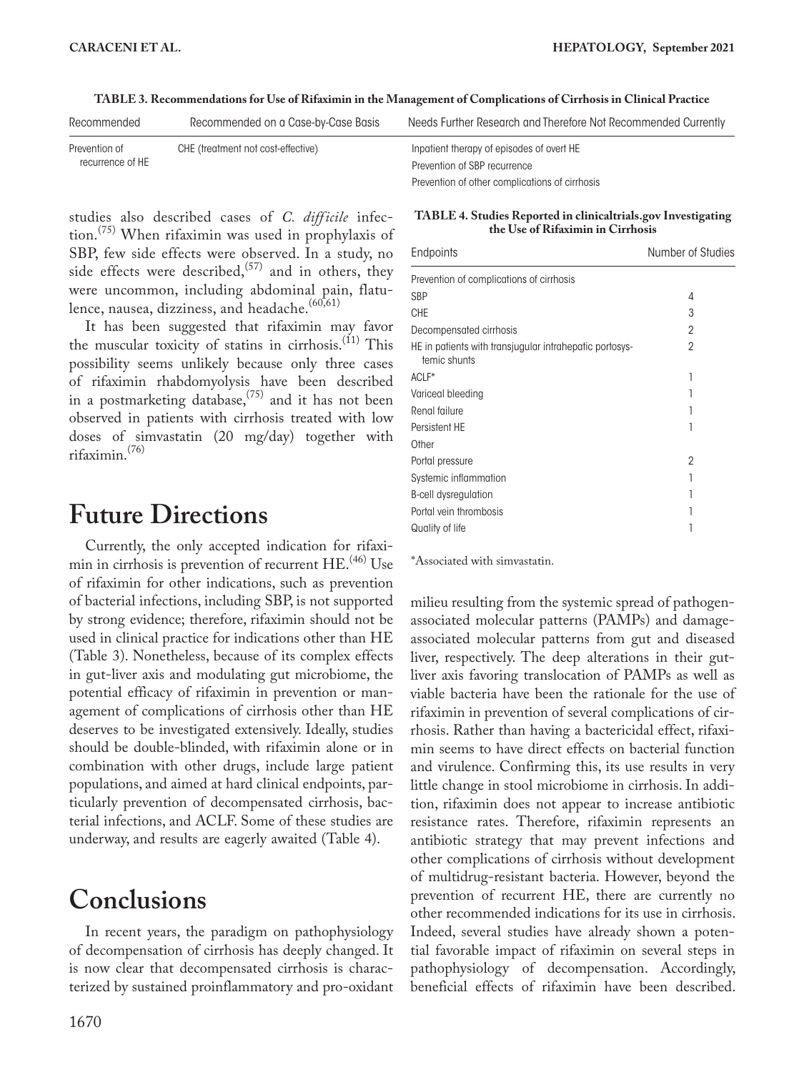**TABLE 3. Recommendations for Use of Rifaximin in the Management of Complications of Cirrhosis in Clinical Practice**

| Recommended | Recommended on a Case-by-Case Basis | Needs Further Research and Therefore Not Recommended Currently |
|---|---|---|
| Prevention of recurrence of HE | CHE (treatment not cost-effective) | Inpatient therapy of episodes of overt HE |
| | | Prevention of SBP recurrence |
| | | Prevention of other complications of cirrhosis |

studies also described cases of *C. difficile* infection.[75] When rifaximin was used in prophylaxis of SBP, few side effects were observed. In a study, no side effects were described,[57] and in others, they were uncommon, including abdominal pain, flatulence, nausea, dizziness, and headache.[60,61]

It has been suggested that rifaximin may favor the muscular toxicity of statins in cirrhosis.[11] This possibility seems unlikely because only three cases of rifaximin rhabdomyolysis have been described in a postmarketing database,[75] and it has not been observed in patients with cirrhosis treated with low doses of simvastatin (20 mg/day) together with rifaximin.[76]

# Future Directions

Currently, the only accepted indication for rifaximin in cirrhosis is prevention of recurrent HE.[46] Use of rifaximin for other indications, such as prevention of bacterial infections, including SBP, is not supported by strong evidence; therefore, rifaximin should not be used in clinical practice for indications other than HE (Table 3). Nonetheless, because of its complex effects in gut-liver axis and modulating gut microbiome, the potential efficacy of rifaximin in prevention or management of complications of cirrhosis other than HE deserves to be investigated extensively. Ideally, studies should be double-blinded, with rifaximin alone or in combination with other drugs, include large patient populations, and aimed at hard clinical endpoints, particularly prevention of decompensated cirrhosis, bacterial infections, and ACLF. Some of these studies are underway, and results are eagerly awaited (Table 4).

**TABLE 4. Studies Reported in clinicaltrials.gov Investigating the Use of Rifaximin in Cirrhosis**

| Endpoints | Number of Studies |
|---|---|
| Prevention of complications of cirrhosis | |
| SBP | 4 |
| CHE | 3 |
| Decompensated cirrhosis | 2 |
| HE in patients with transjugular intrahepatic portosystemic shunts | 2 |
| ACLF* | 1 |
| Variceal bleeding | 1 |
| Renal failure | 1 |
| Persistent HE | 1 |
| Other | |
| Portal pressure | 2 |
| Systemic inflammation | 1 |
| B-cell dysregulation | 1 |
| Portal vein thrombosis | 1 |
| Quality of life | 1 |

*Associated with simvastatin.

# Conclusions

In recent years, the paradigm on pathophysiology of decompensation of cirrhosis has deeply changed. It is now clear that decompensated cirrhosis is characterized by sustained proinflammatory and pro-oxidant milieu resulting from the systemic spread of pathogen-associated molecular patterns (PAMPs) and damage-associated molecular patterns from gut and diseased liver, respectively. The deep alterations in their gut-liver axis favoring translocation of PAMPs as well as viable bacteria have been the rationale for the use of rifaximin in prevention of several complications of cirrhosis. Rather than having a bactericidal effect, rifaximin seems to have direct effects on bacterial function and virulence. Confirming this, its use results in very little change in stool microbiome in cirrhosis. In addition, rifaximin does not appear to increase antibiotic resistance rates. Therefore, rifaximin represents an antibiotic strategy that may prevent infections and other complications of cirrhosis without development of multidrug-resistant bacteria. However, beyond the prevention of recurrent HE, there are currently no other recommended indications for its use in cirrhosis. Indeed, several studies have already shown a potential favorable impact of rifaximin on several steps in pathophysiology of decompensation. Accordingly, beneficial effects of rifaximin have been described.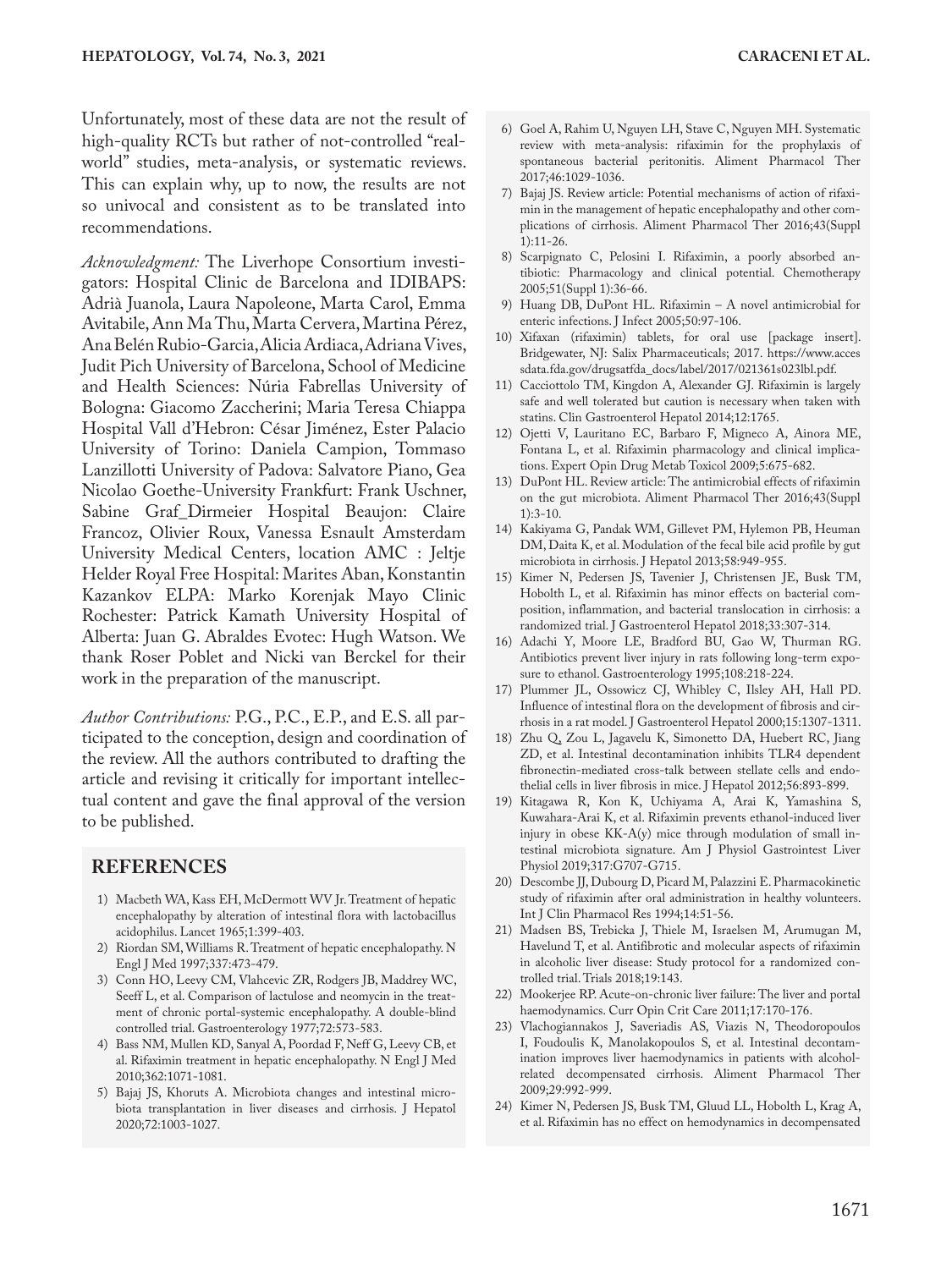Unfortunately, most of these data are not the result of high-quality RCTs but rather of not-controlled "real-world" studies, meta-analysis, or systematic reviews. This can explain why, up to now, the results are not so univocal and consistent as to be translated into recommendations.

*Acknowledgment:* The Liverhope Consortium investigators: Hospital Clinic de Barcelona and IDIBAPS: Adrià Juanola, Laura Napoleone, Marta Carol, Emma Avitabile, Ann Ma Thu, Marta Cervera, Martina Pérez, Ana Belén Rubio-Garcia, Alicia Ardiaca, Adriana Vives, Judit Pich University of Barcelona, School of Medicine and Health Sciences: Núria Fabrellas University of Bologna: Giacomo Zaccherini; Maria Teresa Chiappa Hospital Vall d'Hebron: César Jiménez, Ester Palacio University of Torino: Daniela Campion, Tommaso Lanzillotti University of Padova: Salvatore Piano, Gea Nicolao Goethe-University Frankfurt: Frank Uschner, Sabine Graf_Dirmeier Hospital Beaujon: Claire Francoz, Olivier Roux, Vanessa Esnault Amsterdam University Medical Centers, location AMC : Jeltje Helder Royal Free Hospital: Marites Aban, Konstantin Kazankov ELPA: Marko Korenjak Mayo Clinic Rochester: Patrick Kamath University Hospital of Alberta: Juan G. Abraldes Evotec: Hugh Watson. We thank Roser Poblet and Nicki van Berckel for their work in the preparation of the manuscript.

*Author Contributions:* P.G., P.C., E.P., and E.S. all participated to the conception, design and coordination of the review. All the authors contributed to drafting the article and revising it critically for important intellectual content and gave the final approval of the version to be published.

## REFERENCES

1) Macbeth WA, Kass EH, McDermott WV Jr. Treatment of hepatic encephalopathy by alteration of intestinal flora with lactobacillus acidophilus. Lancet 1965;1:399-403.
2) Riordan SM, Williams R. Treatment of hepatic encephalopathy. N Engl J Med 1997;337:473-479.
3) Conn HO, Leevy CM, Vlahcevic ZR, Rodgers JB, Maddrey WC, Seeff L, et al. Comparison of lactulose and neomycin in the treatment of chronic portal-systemic encephalopathy. A double-blind controlled trial. Gastroenterology 1977;72:573-583.
4) Bass NM, Mullen KD, Sanyal A, Poordad F, Neff G, Leevy CB, et al. Rifaximin treatment in hepatic encephalopathy. N Engl J Med 2010;362:1071-1081.
5) Bajaj JS, Khoruts A. Microbiota changes and intestinal microbiota transplantation in liver diseases and cirrhosis. J Hepatol 2020;72:1003-1027.
6) Goel A, Rahim U, Nguyen LH, Stave C, Nguyen MH. Systematic review with meta-analysis: rifaximin for the prophylaxis of spontaneous bacterial peritonitis. Aliment Pharmacol Ther 2017;46:1029-1036.
7) Bajaj JS. Review article: Potential mechanisms of action of rifaximin in the management of hepatic encephalopathy and other complications of cirrhosis. Aliment Pharmacol Ther 2016;43(Suppl 1):11-26.
8) Scarpignato C, Pelosini I. Rifaximin, a poorly absorbed antibiotic: Pharmacology and clinical potential. Chemotherapy 2005;51(Suppl 1):36-66.
9) Huang DB, DuPont HL. Rifaximin – A novel antimicrobial for enteric infections. J Infect 2005;50:97-106.
10) Xifaxan (rifaximin) tablets, for oral use [package insert]. Bridgewater, NJ: Salix Pharmaceuticals; 2017. https://www.accessdata.fda.gov/drugsatfda_docs/label/2017/021361s023lbl.pdf.
11) Cacciottolo TM, Kingdon A, Alexander GJ. Rifaximin is largely safe and well tolerated but caution is necessary when taken with statins. Clin Gastroenterol Hepatol 2014;12:1765.
12) Ojetti V, Lauritano EC, Barbaro F, Migneco A, Ainora ME, Fontana L, et al. Rifaximin pharmacology and clinical implications. Expert Opin Drug Metab Toxicol 2009;5:675-682.
13) DuPont HL. Review article: The antimicrobial effects of rifaximin on the gut microbiota. Aliment Pharmacol Ther 2016;43(Suppl 1):3-10.
14) Kakiyama G, Pandak WM, Gillevet PM, Hylemon PB, Heuman DM, Daita K, et al. Modulation of the fecal bile acid profile by gut microbiota in cirrhosis. J Hepatol 2013;58:949-955.
15) Kimer N, Pedersen JS, Tavenier J, Christensen JE, Busk TM, Hobolth L, et al. Rifaximin has minor effects on bacterial composition, inflammation, and bacterial translocation in cirrhosis: a randomized trial. J Gastroenterol Hepatol 2018;33:307-314.
16) Adachi Y, Moore LE, Bradford BU, Gao W, Thurman RG. Antibiotics prevent liver injury in rats following long-term exposure to ethanol. Gastroenterology 1995;108:218-224.
17) Plummer JL, Ossowicz CJ, Whibley C, Ilsley AH, Hall PD. Influence of intestinal flora on the development of fibrosis and cirrhosis in a rat model. J Gastroenterol Hepatol 2000;15:1307-1311.
18) Zhu Q, Zou L, Jagavelu K, Simonetto DA, Huebert RC, Jiang ZD, et al. Intestinal decontamination inhibits TLR4 dependent fibronectin-mediated cross-talk between stellate cells and endothelial cells in liver fibrosis in mice. J Hepatol 2012;56:893-899.
19) Kitagawa R, Kon K, Uchiyama A, Arai K, Yamashina S, Kuwahara-Arai K, et al. Rifaximin prevents ethanol-induced liver injury in obese KK-A(y) mice through modulation of small intestinal microbiota signature. Am J Physiol Gastrointest Liver Physiol 2019;317:G707-G715.
20) Descombe JJ, Dubourg D, Picard M, Palazzini E. Pharmacokinetic study of rifaximin after oral administration in healthy volunteers. Int J Clin Pharmacol Res 1994;14:51-56.
21) Madsen BS, Trebicka J, Thiele M, Israelsen M, Arumugan M, Havelund T, et al. Antifibrotic and molecular aspects of rifaximin in alcoholic liver disease: Study protocol for a randomized controlled trial. Trials 2018;19:143.
22) Mookerjee RP. Acute-on-chronic liver failure: The liver and portal haemodynamics. Curr Opin Crit Care 2011;17:170-176.
23) Vlachogiannakos J, Saveriadis AS, Viazis N, Theodoropoulos I, Foudoulis K, Manolakopoulos S, et al. Intestinal decontamination improves liver haemodynamics in patients with alcohol-related decompensated cirrhosis. Aliment Pharmacol Ther 2009;29:992-999.
24) Kimer N, Pedersen JS, Busk TM, Gluud LL, Hobolth L, Krag A, et al. Rifaximin has no effect on hemodynamics in decompensated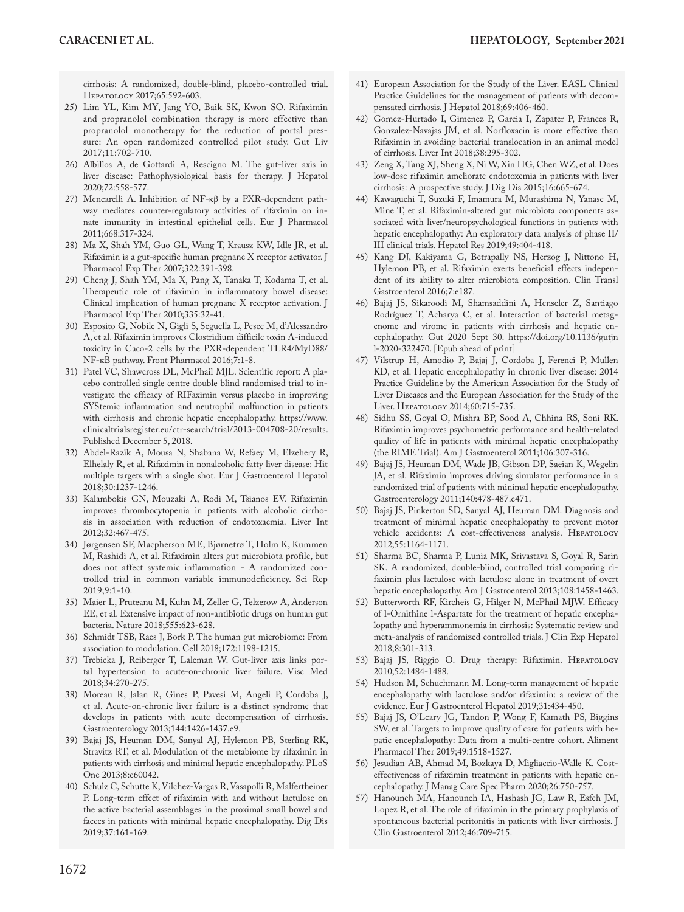cirrhosis: A randomized, double-blind, placebo-controlled trial. Hepatology 2017;65:592-603.

25) Lim YL, Kim MY, Jang YO, Baik SK, Kwon SO. Rifaximin and propranolol combination therapy is more effective than propranolol monotherapy for the reduction of portal pressure: An open randomized controlled pilot study. Gut Liv 2017;11:702-710.
26) Albillos A, de Gottardi A, Rescigno M. The gut-liver axis in liver disease: Pathophysiological basis for therapy. J Hepatol 2020;72:558-577.
27) Mencarelli A. Inhibition of NF-κβ by a PXR-dependent pathway mediates counter-regulatory activities of rifaximin on innate immunity in intestinal epithelial cells. Eur J Pharmacol 2011;668:317-324.
28) Ma X, Shah YM, Guo GL, Wang T, Krausz KW, Idle JR, et al. Rifaximin is a gut-specific human pregnane X receptor activator. J Pharmacol Exp Ther 2007;322:391-398.
29) Cheng J, Shah YM, Ma X, Pang X, Tanaka T, Kodama T, et al. Therapeutic role of rifaximin in inflammatory bowel disease: Clinical implication of human pregnane X receptor activation. J Pharmacol Exp Ther 2010;335:32-41.
30) Esposito G, Nobile N, Gigli S, Seguella L, Pesce M, d'Alessandro A, et al. Rifaximin improves Clostridium difficile toxin A-induced toxicity in Caco-2 cells by the PXR-dependent TLR4/MyD88/NF-κB pathway. Front Pharmacol 2016;7:1-8.
31) Patel VC, Shawcross DL, McPhail MJL. Scientific report: A placebo controlled single centre double blind randomised trial to investigate the efficacy of RIFaximin versus placebo in improving SYStemic inflammation and neutrophil malfunction in patients with cirrhosis and chronic hepatic encephalopathy. https://www.clinicaltrialsregister.eu/ctr-search/trial/2013-004708-20/results. Published December 5, 2018.
32) Abdel-Razik A, Mousa N, Shabana W, Refaey M, Elzehery R, Elhelaly R, et al. Rifaximin in nonalcoholic fatty liver disease: Hit multiple targets with a single shot. Eur J Gastroenterol Hepatol 2018;30:1237-1246.
33) Kalambokis GN, Mouzaki A, Rodi M, Tsianos EV. Rifaximin improves thrombocytopenia in patients with alcoholic cirrhosis in association with reduction of endotoxaemia. Liver Int 2012;32:467-475.
34) Jørgensen SF, Macpherson ME, Bjørnetrø T, Holm K, Kummen M, Rashidi A, et al. Rifaximin alters gut microbiota profile, but does not affect systemic inflammation - A randomized controlled trial in common variable immunodeficiency. Sci Rep 2019;9:1-10.
35) Maier L, Pruteanu M, Kuhn M, Zeller G, Telzerow A, Anderson EE, et al. Extensive impact of non-antibiotic drugs on human gut bacteria. Nature 2018;555:623-628.
36) Schmidt TSB, Raes J, Bork P. The human gut microbiome: From association to modulation. Cell 2018;172:1198-1215.
37) Trebicka J, Reiberger T, Laleman W. Gut-liver axis links portal hypertension to acute-on-chronic liver failure. Visc Med 2018;34:270-275.
38) Moreau R, Jalan R, Gines P, Pavesi M, Angeli P, Cordoba J, et al. Acute-on-chronic liver failure is a distinct syndrome that develops in patients with acute decompensation of cirrhosis. Gastroenterology 2013;144:1426-1437.e9.
39) Bajaj JS, Heuman DM, Sanyal AJ, Hylemon PB, Sterling RK, Stravitz RT, et al. Modulation of the metabiome by rifaximin in patients with cirrhosis and minimal hepatic encephalopathy. PLoS One 2013;8:e60042.
40) Schulz C, Schutte K, Vilchez-Vargas R, Vasapolli R, Malfertheiner P. Long-term effect of rifaximin with and without lactulose on the active bacterial assemblages in the proximal small bowel and faeces in patients with minimal hepatic encephalopathy. Dig Dis 2019;37:161-169.
41) European Association for the Study of the Liver. EASL Clinical Practice Guidelines for the management of patients with decompensated cirrhosis. J Hepatol 2018;69:406-460.
42) Gomez-Hurtado I, Gimenez P, Garcia I, Zapater P, Frances R, Gonzalez-Navajas JM, et al. Norfloxacin is more effective than Rifaximin in avoiding bacterial translocation in an animal model of cirrhosis. Liver Int 2018;38:295-302.
43) Zeng X, Tang XJ, Sheng X, Ni W, Xin HG, Chen WZ, et al. Does low-dose rifaximin ameliorate endotoxemia in patients with liver cirrhosis: A prospective study. J Dig Dis 2015;16:665-674.
44) Kawaguchi T, Suzuki F, Imamura M, Murashima N, Yanase M, Mine T, et al. Rifaximin-altered gut microbiota components associated with liver/neuropsychological functions in patients with hepatic encephalopathy: An exploratory data analysis of phase II/III clinical trials. Hepatol Res 2019;49:404-418.
45) Kang DJ, Kakiyama G, Betrapally NS, Herzog J, Nittono H, Hylemon PB, et al. Rifaximin exerts beneficial effects independent of its ability to alter microbiota composition. Clin Transl Gastroenterol 2016;7:e187.
46) Bajaj JS, Sikaroodi M, Shamsaddini A, Henseler Z, Santiago Rodríguez T, Acharya C, et al. Interaction of bacterial metagenome and virome in patients with cirrhosis and hepatic encephalopathy. Gut 2020 Sept 30. https://doi.org/10.1136/gutjnl-2020-322470. [Epub ahead of print]
47) Vilstrup H, Amodio P, Bajaj J, Cordoba J, Ferenci P, Mullen KD, et al. Hepatic encephalopathy in chronic liver disease: 2014 Practice Guideline by the American Association for the Study of Liver Diseases and the European Association for the Study of the Liver. Hepatology 2014;60:715-735.
48) Sidhu SS, Goyal O, Mishra BP, Sood A, Chhina RS, Soni RK. Rifaximin improves psychometric performance and health-related quality of life in patients with minimal hepatic encephalopathy (the RIME Trial). Am J Gastroenterol 2011;106:307-316.
49) Bajaj JS, Heuman DM, Wade JB, Gibson DP, Saeian K, Wegelin JA, et al. Rifaximin improves driving simulator performance in a randomized trial of patients with minimal hepatic encephalopathy. Gastroenterology 2011;140:478-487.e471.
50) Bajaj JS, Pinkerton SD, Sanyal AJ, Heuman DM. Diagnosis and treatment of minimal hepatic encephalopathy to prevent motor vehicle accidents: A cost-effectiveness analysis. Hepatology 2012;55:1164-1171.
51) Sharma BC, Sharma P, Lunia MK, Srivastava S, Goyal R, Sarin SK. A randomized, double-blind, controlled trial comparing rifaximin plus lactulose with lactulose alone in treatment of overt hepatic encephalopathy. Am J Gastroenterol 2013;108:1458-1463.
52) Butterworth RF, Kircheis G, Hilger N, McPhail MJW. Efficacy of l-Ornithine l-Aspartate for the treatment of hepatic encephalopathy and hyperammonemia in cirrhosis: Systematic review and meta-analysis of randomized controlled trials. J Clin Exp Hepatol 2018;8:301-313.
53) Bajaj JS, Riggio O. Drug therapy: Rifaximin. Hepatology 2010;52:1484-1488.
54) Hudson M, Schuchmann M. Long-term management of hepatic encephalopathy with lactulose and/or rifaximin: a review of the evidence. Eur J Gastroenterol Hepatol 2019;31:434-450.
55) Bajaj JS, O'Leary JG, Tandon P, Wong F, Kamath PS, Biggins SW, et al. Targets to improve quality of care for patients with hepatic encephalopathy: Data from a multi-centre cohort. Aliment Pharmacol Ther 2019;49:1518-1527.
56) Jesudian AB, Ahmad M, Bozkaya D, Migliaccio-Walle K. Cost-effectiveness of rifaximin treatment in patients with hepatic encephalopathy. J Manag Care Spec Pharm 2020;26:750-757.
57) Hanouneh MA, Hanouneh IA, Hashash JG, Law R, Esfeh JM, Lopez R, et al. The role of rifaximin in the primary prophylaxis of spontaneous bacterial peritonitis in patients with liver cirrhosis. J Clin Gastroenterol 2012;46:709-715.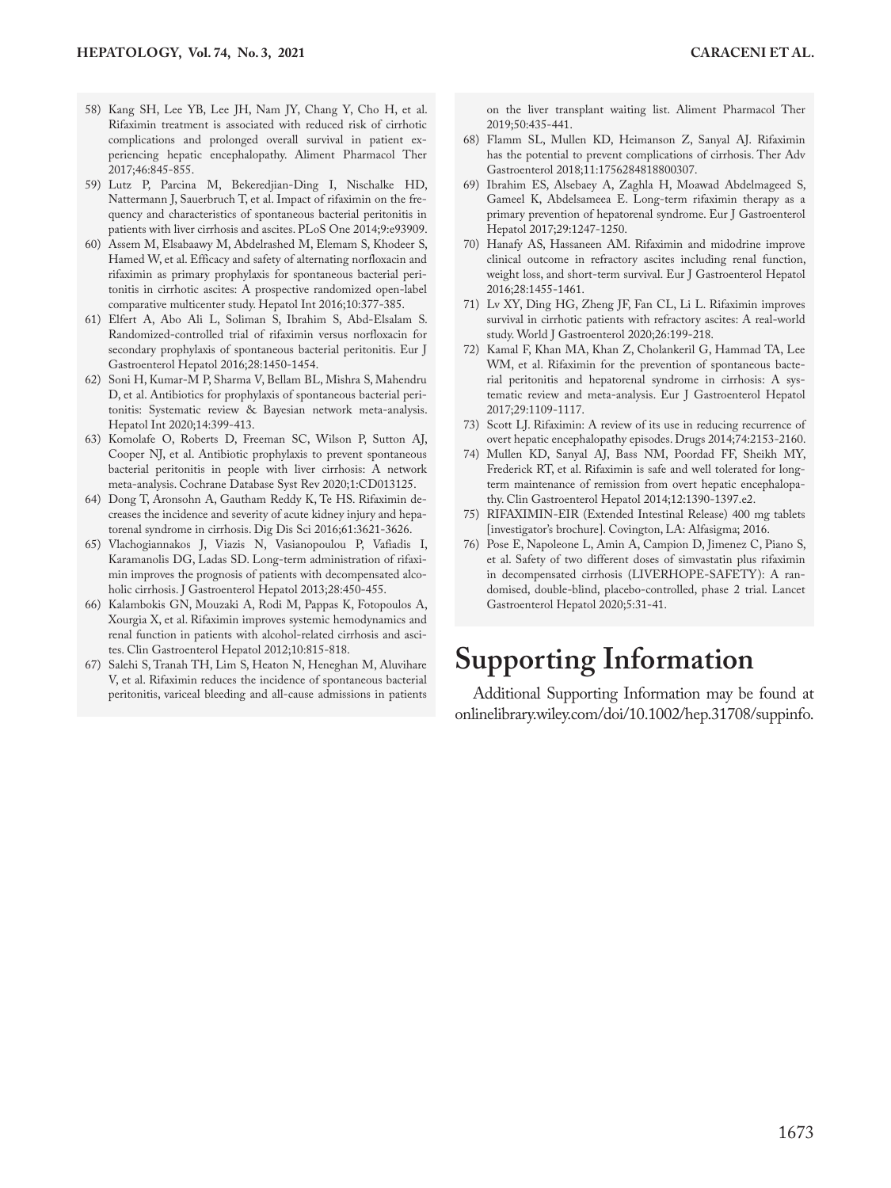58) Kang SH, Lee YB, Lee JH, Nam JY, Chang Y, Cho H, et al. Rifaximin treatment is associated with reduced risk of cirrhotic complications and prolonged overall survival in patient experiencing hepatic encephalopathy. Aliment Pharmacol Ther 2017;46:845-855.
59) Lutz P, Parcina M, Bekeredjian-Ding I, Nischalke HD, Nattermann J, Sauerbruch T, et al. Impact of rifaximin on the frequency and characteristics of spontaneous bacterial peritonitis in patients with liver cirrhosis and ascites. PLoS One 2014;9:e93909.
60) Assem M, Elsabaawy M, Abdelrashed M, Elemam S, Khodeer S, Hamed W, et al. Efficacy and safety of alternating norfloxacin and rifaximin as primary prophylaxis for spontaneous bacterial peritonitis in cirrhotic ascites: A prospective randomized open-label comparative multicenter study. Hepatol Int 2016;10:377-385.
61) Elfert A, Abo Ali L, Soliman S, Ibrahim S, Abd-Elsalam S. Randomized-controlled trial of rifaximin versus norfloxacin for secondary prophylaxis of spontaneous bacterial peritonitis. Eur J Gastroenterol Hepatol 2016;28:1450-1454.
62) Soni H, Kumar-M P, Sharma V, Bellam BL, Mishra S, Mahendru D, et al. Antibiotics for prophylaxis of spontaneous bacterial peritonitis: Systematic review & Bayesian network meta-analysis. Hepatol Int 2020;14:399-413.
63) Komolafe O, Roberts D, Freeman SC, Wilson P, Sutton AJ, Cooper NJ, et al. Antibiotic prophylaxis to prevent spontaneous bacterial peritonitis in people with liver cirrhosis: A network meta-analysis. Cochrane Database Syst Rev 2020;1:CD013125.
64) Dong T, Aronsohn A, Gautham Reddy K, Te HS. Rifaximin decreases the incidence and severity of acute kidney injury and hepatorenal syndrome in cirrhosis. Dig Dis Sci 2016;61:3621-3626.
65) Vlachogiannakos J, Viazis N, Vasianopoulou P, Vafiadis I, Karamanolis DG, Ladas SD. Long-term administration of rifaximin improves the prognosis of patients with decompensated alcoholic cirrhosis. J Gastroenterol Hepatol 2013;28:450-455.
66) Kalambokis GN, Mouzaki A, Rodi M, Pappas K, Fotopoulos A, Xourgia X, et al. Rifaximin improves systemic hemodynamics and renal function in patients with alcohol-related cirrhosis and ascites. Clin Gastroenterol Hepatol 2012;10:815-818.
67) Salehi S, Tranah TH, Lim S, Heaton N, Heneghan M, Aluvihare V, et al. Rifaximin reduces the incidence of spontaneous bacterial peritonitis, variceal bleeding and all-cause admissions in patients on the liver transplant waiting list. Aliment Pharmacol Ther 2019;50:435-441.
68) Flamm SL, Mullen KD, Heimanson Z, Sanyal AJ. Rifaximin has the potential to prevent complications of cirrhosis. Ther Adv Gastroenterol 2018;11:1756284818800307.
69) Ibrahim ES, Alsebaey A, Zaghla H, Moawad Abdelmageed S, Gameel K, Abdelsameea E. Long-term rifaximin therapy as a primary prevention of hepatorenal syndrome. Eur J Gastroenterol Hepatol 2017;29:1247-1250.
70) Hanafy AS, Hassaneen AM. Rifaximin and midodrine improve clinical outcome in refractory ascites including renal function, weight loss, and short-term survival. Eur J Gastroenterol Hepatol 2016;28:1455-1461.
71) Lv XY, Ding HG, Zheng JF, Fan CL, Li L. Rifaximin improves survival in cirrhotic patients with refractory ascites: A real-world study. World J Gastroenterol 2020;26:199-218.
72) Kamal F, Khan MA, Khan Z, Cholankeril G, Hammad TA, Lee WM, et al. Rifaximin for the prevention of spontaneous bacterial peritonitis and hepatorenal syndrome in cirrhosis: A systematic review and meta-analysis. Eur J Gastroenterol Hepatol 2017;29:1109-1117.
73) Scott LJ. Rifaximin: A review of its use in reducing recurrence of overt hepatic encephalopathy episodes. Drugs 2014;74:2153-2160.
74) Mullen KD, Sanyal AJ, Bass NM, Poordad FF, Sheikh MY, Frederick RT, et al. Rifaximin is safe and well tolerated for long-term maintenance of remission from overt hepatic encephalopathy. Clin Gastroenterol Hepatol 2014;12:1390-1397.e2.
75) RIFAXIMIN-EIR (Extended Intestinal Release) 400 mg tablets [investigator's brochure]. Covington, LA: Alfasigma; 2016.
76) Pose E, Napoleone L, Amin A, Campion D, Jimenez C, Piano S, et al. Safety of two different doses of simvastatin plus rifaximin in decompensated cirrhosis (LIVERHOPE-SAFETY): A randomised, double-blind, placebo-controlled, phase 2 trial. Lancet Gastroenterol Hepatol 2020;5:31-41.

# Supporting Information

Additional Supporting Information may be found at onlinelibrary.wiley.com/doi/10.1002/hep.31708/suppinfo.